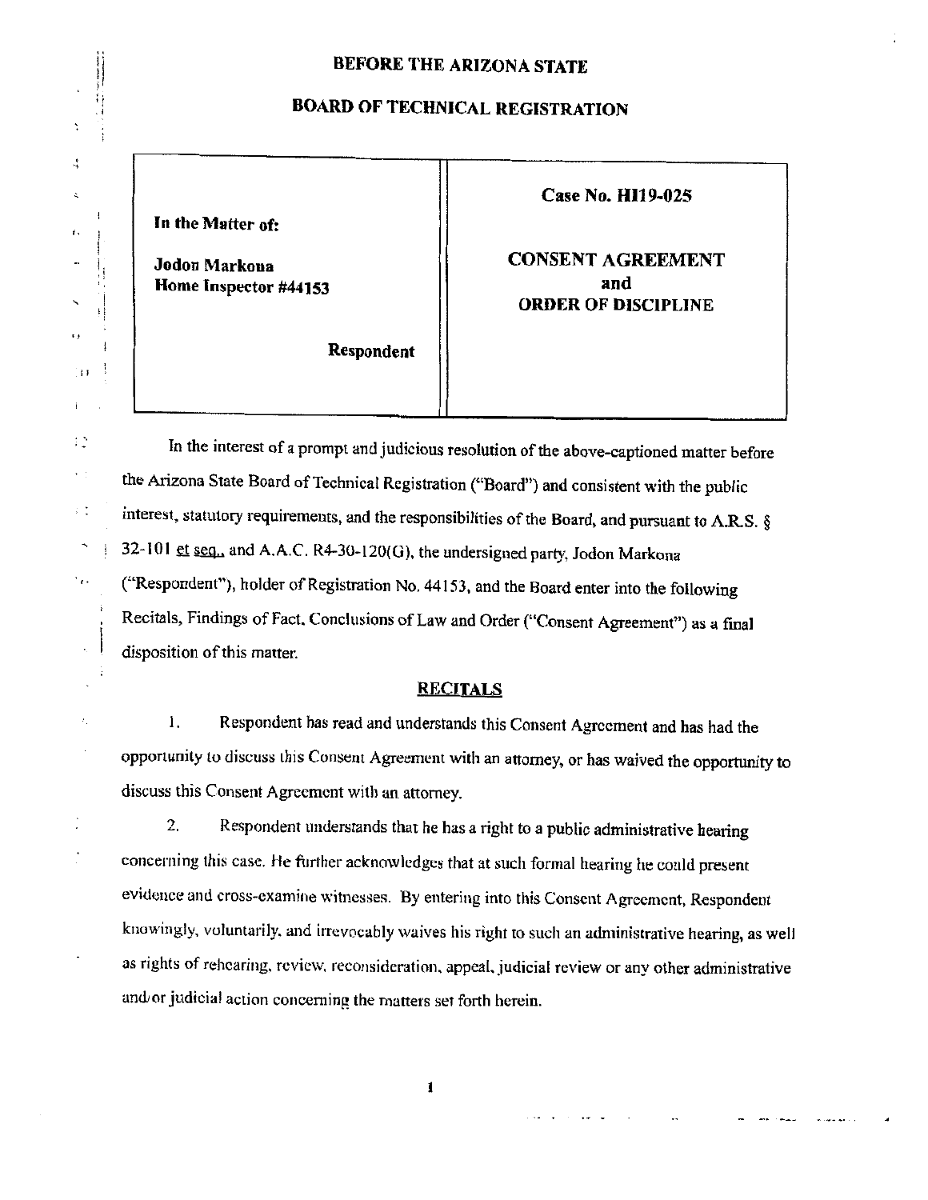**BEFORE THE ARIZONA STATE**

**BOARD OF TECHNICAL REGISTRATION**

| | |
|---|---|
| **In the Matter of:**<br><br>**Jodon Markona**<br>**Home Inspector #44153**<br><br>**Respondent** | **Case No. HI19-025**<br><br>**CONSENT AGREEMENT**<br>**and**<br>**ORDER OF DISCIPLINE** |

In the interest of a prompt and judicious resolution of the above-captioned matter before the Arizona State Board of Technical Registration ("Board") and consistent with the public interest, statutory requirements, and the responsibilities of the Board, and pursuant to A.R.S. § 32-101 et seq., and A.A.C. R4-30-120(G), the undersigned party, Jodon Markona ("Respondent"), holder of Registration No. 44153, and the Board enter into the following Recitals, Findings of Fact, Conclusions of Law and Order ("Consent Agreement") as a final disposition of this matter.

## RECITALS

1. Respondent has read and understands this Consent Agreement and has had the opportunity to discuss this Consent Agreement with an attorney, or has waived the opportunity to discuss this Consent Agreement with an attorney.

2. Respondent understands that he has a right to a public administrative hearing concerning this case. He further acknowledges that at such formal hearing he could present evidence and cross-examine witnesses. By entering into this Consent Agreement, Respondent knowingly, voluntarily, and irrevocably waives his right to such an administrative hearing, as well as rights of rehearing, review, reconsideration, appeal, judicial review or any other administrative and/or judicial action concerning the matters set forth herein.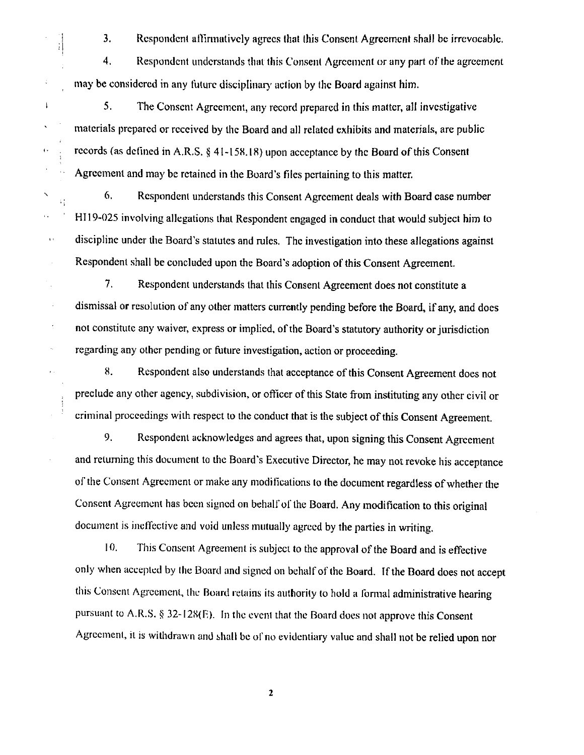3. Respondent affirmatively agrees that this Consent Agreement shall be irrevocable.

4. Respondent understands that this Consent Agreement or any part of the agreement may be considered in any future disciplinary action by the Board against him.

5. The Consent Agreement, any record prepared in this matter, all investigative materials prepared or received by the Board and all related exhibits and materials, are public records (as defined in A.R.S. § 41-158.18) upon acceptance by the Board of this Consent Agreement and may be retained in the Board's files pertaining to this matter.

6. Respondent understands this Consent Agreement deals with Board case number HI19-025 involving allegations that Respondent engaged in conduct that would subject him to discipline under the Board's statutes and rules. The investigation into these allegations against Respondent shall be concluded upon the Board's adoption of this Consent Agreement.

7. Respondent understands that this Consent Agreement does not constitute a dismissal or resolution of any other matters currently pending before the Board, if any, and does not constitute any waiver, express or implied, of the Board's statutory authority or jurisdiction regarding any other pending or future investigation, action or proceeding.

8. Respondent also understands that acceptance of this Consent Agreement does not preclude any other agency, subdivision, or officer of this State from instituting any other civil or criminal proceedings with respect to the conduct that is the subject of this Consent Agreement.

9. Respondent acknowledges and agrees that, upon signing this Consent Agreement and returning this document to the Board's Executive Director, he may not revoke his acceptance of the Consent Agreement or make any modifications to the document regardless of whether the Consent Agreement has been signed on behalf of the Board. Any modification to this original document is ineffective and void unless mutually agreed by the parties in writing.

10. This Consent Agreement is subject to the approval of the Board and is effective only when accepted by the Board and signed on behalf of the Board. If the Board does not accept this Consent Agreement, the Board retains its authority to hold a formal administrative hearing pursuant to A.R.S. § 32-128(E). In the event that the Board does not approve this Consent Agreement, it is withdrawn and shall be of no evidentiary value and shall not be relied upon nor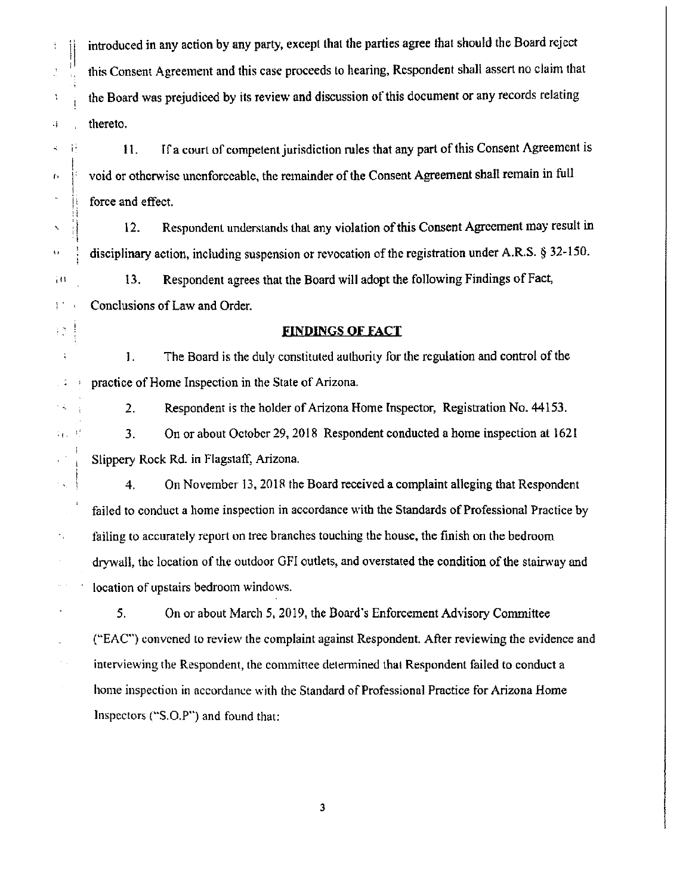introduced in any action by any party, except that the parties agree that should the Board reject this Consent Agreement and this case proceeds to hearing, Respondent shall assert no claim that the Board was prejudiced by its review and discussion of this document or any records relating thereto.

11. If a court of competent jurisdiction rules that any part of this Consent Agreement is void or otherwise unenforceable, the remainder of the Consent Agreement shall remain in full force and effect.

12. Respondent understands that any violation of this Consent Agreement may result in disciplinary action, including suspension or revocation of the registration under A.R.S. § 32-150.

13. Respondent agrees that the Board will adopt the following Findings of Fact, Conclusions of Law and Order.

## FINDINGS OF FACT

1. The Board is the duly constituted authority for the regulation and control of the practice of Home Inspection in the State of Arizona.

2. Respondent is the holder of Arizona Home Inspector, Registration No. 44153.

3. On or about October 29, 2018 Respondent conducted a home inspection at 1621 Slippery Rock Rd. in Flagstaff, Arizona.

4. On November 13, 2018 the Board received a complaint alleging that Respondent failed to conduct a home inspection in accordance with the Standards of Professional Practice by failing to accurately report on tree branches touching the house, the finish on the bedroom drywall, the location of the outdoor GFI outlets, and overstated the condition of the stairway and location of upstairs bedroom windows.

5. On or about March 5, 2019, the Board's Enforcement Advisory Committee ("EAC") convened to review the complaint against Respondent. After reviewing the evidence and interviewing the Respondent, the committee determined that Respondent failed to conduct a home inspection in accordance with the Standard of Professional Practice for Arizona Home Inspectors ("S.O.P") and found that: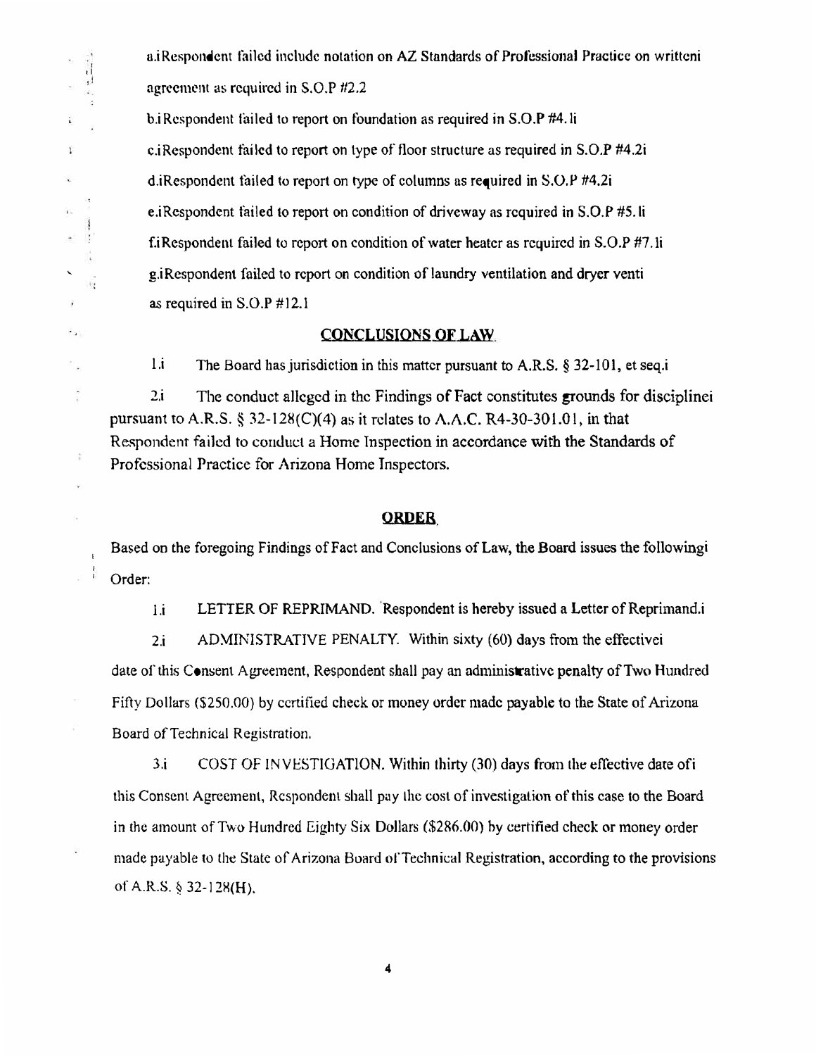a. Respondent failed include notation on AZ Standards of Professional Practice on written agreement as required in S.O.P #2.2

b. Respondent failed to report on foundation as required in S.O.P #4.1

c. Respondent failed to report on type of floor structure as required in S.O.P #4.2

d. Respondent failed to report on type of columns as required in S.O.P #4.2

e. Respondent failed to report on condition of driveway as required in S.O.P #5.1

f. Respondent failed to report on condition of water heater as required in S.O.P #7.1

g. Respondent failed to report on condition of laundry ventilation and dryer venti as required in S.O.P #12.1

## CONCLUSIONS OF LAW

1. The Board has jurisdiction in this matter pursuant to A.R.S. § 32-101, et seq.

2. The conduct alleged in the Findings of Fact constitutes grounds for discipline pursuant to A.R.S. § 32-128(C)(4) as it relates to A.A.C. R4-30-301.01, in that Respondent failed to conduct a Home Inspection in accordance with the Standards of Professional Practice for Arizona Home Inspectors.

## ORDER

Based on the foregoing Findings of Fact and Conclusions of Law, the Board issues the following Order:

1. LETTER OF REPRIMAND. Respondent is hereby issued a Letter of Reprimand.

2. ADMINISTRATIVE PENALTY. Within sixty (60) days from the effective date of this Consent Agreement, Respondent shall pay an administrative penalty of Two Hundred Fifty Dollars ($250.00) by certified check or money order made payable to the State of Arizona Board of Technical Registration.

3. COST OF INVESTIGATION. Within thirty (30) days from the effective date of this Consent Agreement, Respondent shall pay the cost of investigation of this case to the Board in the amount of Two Hundred Eighty Six Dollars ($286.00) by certified check or money order made payable to the State of Arizona Board of Technical Registration, according to the provisions of A.R.S. § 32-128(H).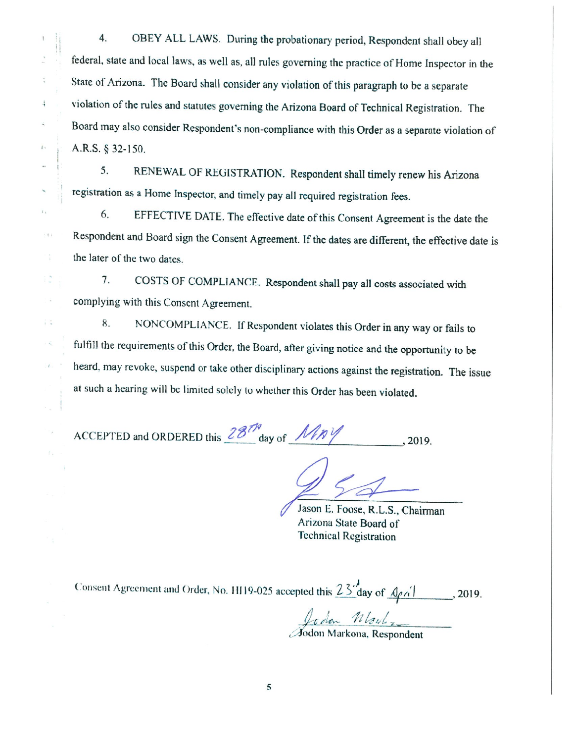4. OBEY ALL LAWS. During the probationary period, Respondent shall obey all federal, state and local laws, as well as, all rules governing the practice of Home Inspector in the State of Arizona. The Board shall consider any violation of this paragraph to be a separate violation of the rules and statutes governing the Arizona Board of Technical Registration. The Board may also consider Respondent's non-compliance with this Order as a separate violation of A.R.S. § 32-150.

5. RENEWAL OF REGISTRATION. Respondent shall timely renew his Arizona registration as a Home Inspector, and timely pay all required registration fees.

6. EFFECTIVE DATE. The effective date of this Consent Agreement is the date the Respondent and Board sign the Consent Agreement. If the dates are different, the effective date is the later of the two dates.

7. COSTS OF COMPLIANCE. Respondent shall pay all costs associated with complying with this Consent Agreement.

8. NONCOMPLIANCE. If Respondent violates this Order in any way or fails to fulfill the requirements of this Order, the Board, after giving notice and the opportunity to be heard, may revoke, suspend or take other disciplinary actions against the registration. The issue at such a hearing will be limited solely to whether this Order has been violated.

ACCEPTED and ORDERED this 28TH day of MAY, 2019.

Jason E. Foose, R.L.S., Chairman
Arizona State Board of
Technical Registration

Consent Agreement and Order, No. HI19-025 accepted this 23 day of April, 2019.

Jodon Markona, Respondent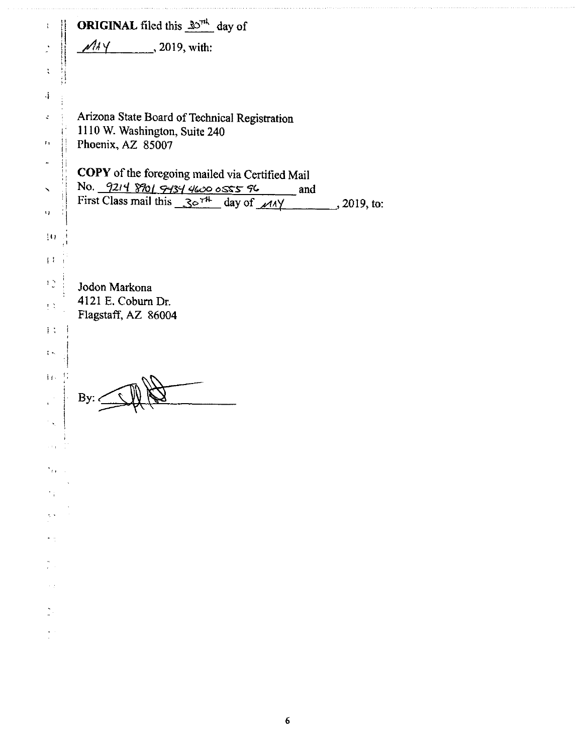**ORIGINAL** filed this 30<sup>TH</sup> day of

MAY, 2019, with:

Arizona State Board of Technical Registration
1110 W. Washington, Suite 240
Phoenix, AZ 85007

**COPY** of the foregoing mailed via Certified Mail
No. 9214 8901 9434 4600 0555 96 and
First Class mail this 30TH day of MAY, 2019, to:

Jodon Markona
4121 E. Coburn Dr.
Flagstaff, AZ 86004

By: [signature]